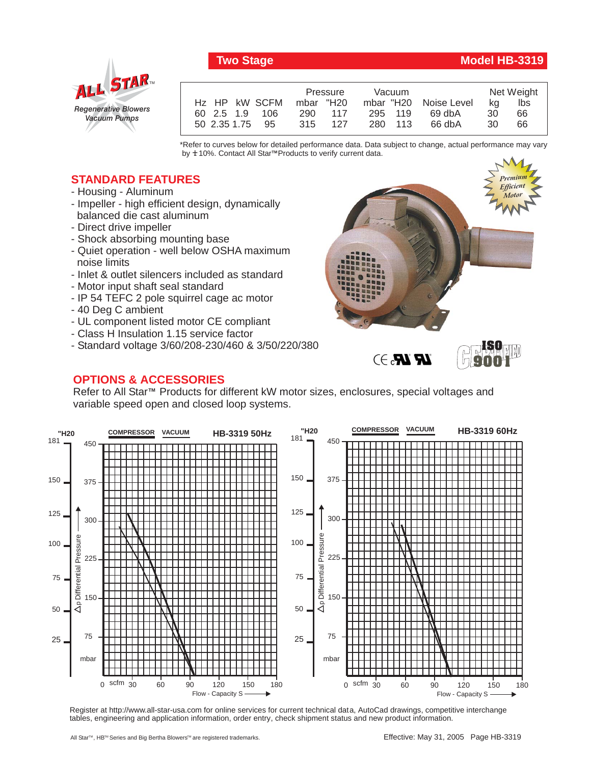# Two Stage — Model HB-3319

**ALL STAR™**
*Regenerative Blowers*
*Vacuum Pumps*

| Hz | HP | kW | SCFM | Pressure mbar | Pressure "H20 | Vacuum mbar | Vacuum "H20 | Noise Level | Net Weight kg | Net Weight lbs |
|---|---|---|---|---|---|---|---|---|---|---|
| 60 | 2.5 | 1.9 | 106 | 290 | 117 | 295 | 119 | 69 dbA | 30 | 66 |
| 50 | 2.35 | 1.75 | 95 | 315 | 127 | 280 | 113 | 66 dbA | 30 | 66 |

*Refer to curves below for detailed performance data. Data subject to change, actual performance may vary by ±10%. Contact All Star™ Products to verify current data.

## STANDARD FEATURES

- Housing - Aluminum
- Impeller - high efficient design, dynamically balanced die cast aluminum
- Direct drive impeller
- Shock absorbing mounting base
- Quiet operation - well below OSHA maximum noise limits
- Inlet & outlet silencers included as standard
- Motor input shaft seal standard
- IP 54 TEFC 2 pole squirrel cage ac motor
- 40 Deg C ambient
- UL component listed motor CE compliant
- Class H Insulation 1.15 service factor
- Standard voltage 3/60/208-230/460 & 3/50/220/380

Premium Efficient Motor

CE UL ISO 9001 CERTIFIED

## OPTIONS & ACCESSORIES

Refer to All Star™ Products for different kW motor sizes, enclosures, special voltages and variable speed open and closed loop systems.

**HB-3319 50Hz** — COMPRESSOR / VACUUM — Δp Differential Pressure ("H20: 25–181; mbar: 75–450) vs. Flow - Capacity S (scfm: 0–180)

**HB-3319 60Hz** — COMPRESSOR / VACUUM — Δp Differential Pressure ("H20: 25–181; mbar: 75–450) vs. Flow - Capacity S (scfm: 0–180)

Register at http://www.all-star-usa.com for online services for current technical data, AutoCad drawings, competitive interchange tables, engineering and application information, order entry, check shipment status and new product information.

All Star™, HB™ Series and Big Bertha Blowers™ are registered trademarks.

Effective: May 31, 2005 Page HB-3319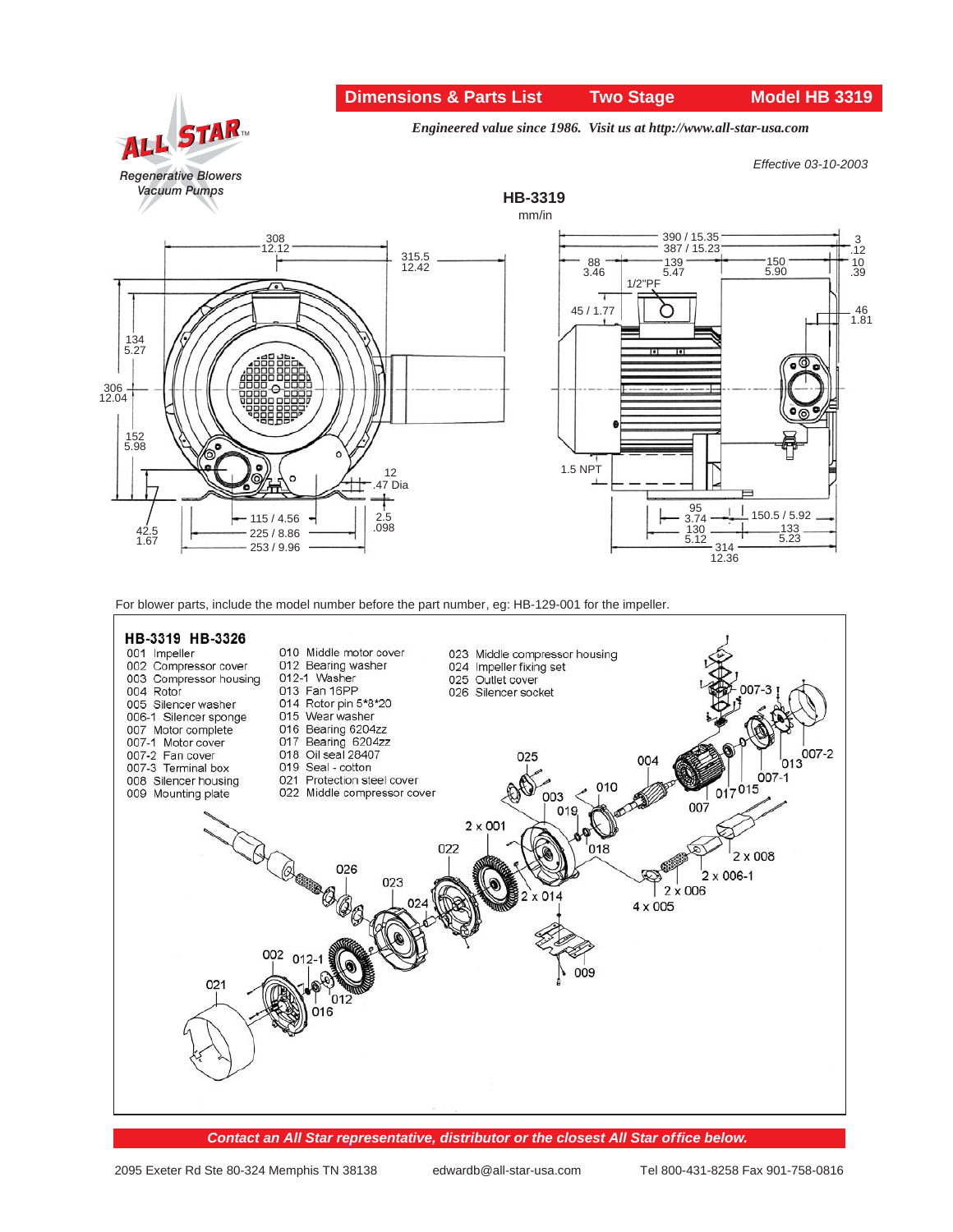# Dimensions & Parts List — Two Stage — Model HB 3319

ALL STAR™
*Regenerative Blowers*
*Vacuum Pumps*

***Engineered value since 1986. Visit us at http://www.all-star-usa.com***

*Effective 03-10-2003*

## HB-3319

mm/in

308
12.12
315.5
12.42
134
5.27
306
12.04
152
5.98
42.5
1.67
115 / 4.56
225 / 8.86
253 / 9.96
12
.47 Dia
2.5
.098

390 / 15.35
387 / 15.23
88
3.46
139
5.47
150
5.90
3
.12
10
.39
1/2"PF
45 / 1.77
46
1.81
1.5 NPT
95
3.74
130
5.12
150.5 / 5.92
133
5.23
314
12.36

For blower parts, include the model number before the part number, eg: HB-129-001 for the impeller.

### HB-3319 HB-3326

- 001 Impeller
- 002 Compressor cover
- 003 Compressor housing
- 004 Rotor
- 005 Silencer washer
- 006-1 Silencer sponge
- 007 Motor complete
- 007-1 Motor cover
- 007-2 Fan cover
- 007-3 Terminal box
- 008 Silencer housing
- 009 Mounting plate
- 010 Middle motor cover
- 012 Bearing washer
- 012-1 Washer
- 013 Fan 16PP
- 014 Rotor pin 5*8*20
- 015 Wear washer
- 016 Bearing 6204zz
- 017 Bearing 6204zz
- 018 Oil seal 28407
- 019 Seal - cotton
- 021 Protection steel cover
- 022 Middle compressor cover
- 023 Middle compressor housing
- 024 Impeller fixing set
- 025 Outlet cover
- 026 Silencer socket

007-3, 007-2, 013, 007-1, 015, 017, 007, 004, 010, 025, 003, 019, 2 x 001, 018, 022, 026, 023, 024, 2 x 014, 2 x 008, 2 x 006-1, 2 x 006, 4 x 005, 009, 002, 012-1, 012, 016, 021

***Contact an All Star representative, distributor or the closest All Star office below.***

2095 Exeter Rd Ste 80-324 Memphis TN 38138 edwardb@all-star-usa.com Tel 800-431-8258 Fax 901-758-0816